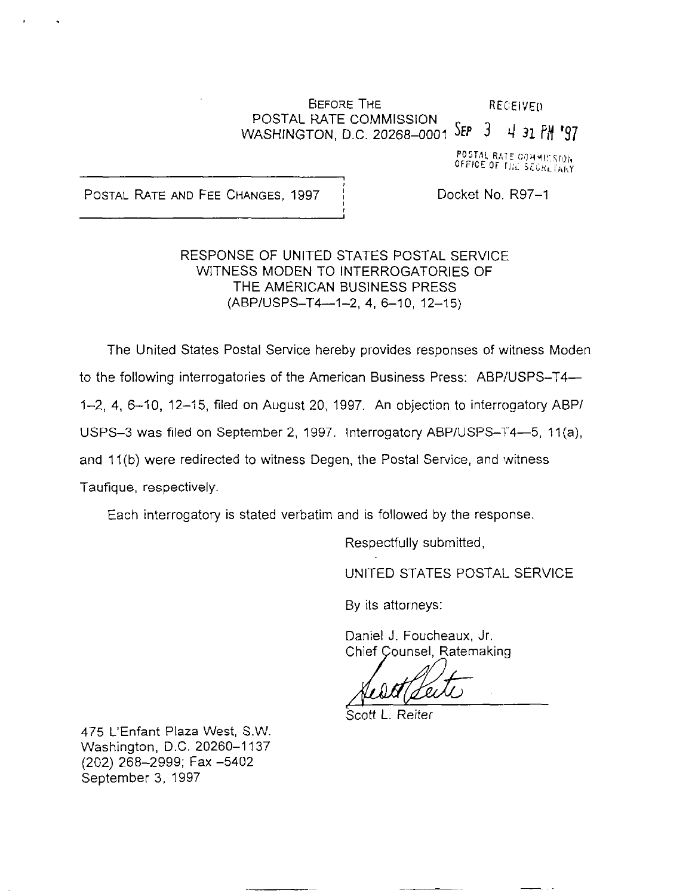BEFORE THE
POSTAL RATE COMMISSION
WASHINGTON, D.C. 20268–0001

RECEIVED
SEP 3 4 31 PM '97
POSTAL RATE COMMISSION
OFFICE OF THE SECRETARY

POSTAL RATE AND FEE CHANGES, 1997

Docket No. R97–1

RESPONSE OF UNITED STATES POSTAL SERVICE
WITNESS MODEN TO INTERROGATORIES OF
THE AMERICAN BUSINESS PRESS
(ABP/USPS–T4—1–2, 4, 6–10, 12–15)

The United States Postal Service hereby provides responses of witness Moden to the following interrogatories of the American Business Press: ABP/USPS–T4—1–2, 4, 6–10, 12–15, filed on August 20, 1997. An objection to interrogatory ABP/USPS–3 was filed on September 2, 1997. Interrogatory ABP/USPS–T4—5, 11(a), and 11(b) were redirected to witness Degen, the Postal Service, and witness Taufique, respectively.

Each interrogatory is stated verbatim and is followed by the response.

Respectfully submitted,

UNITED STATES POSTAL SERVICE

By its attorneys:

Daniel J. Foucheaux, Jr.
Chief Counsel, Ratemaking

Scott L. Reiter

475 L'Enfant Plaza West, S.W.
Washington, D.C. 20260–1137
(202) 268–2999; Fax –5402
September 3, 1997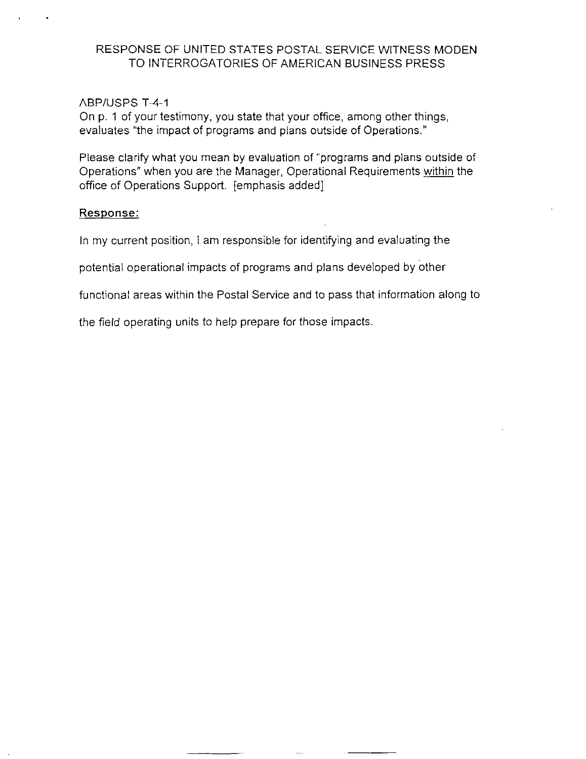# RESPONSE OF UNITED STATES POSTAL SERVICE WITNESS MODEN TO INTERROGATORIES OF AMERICAN BUSINESS PRESS

ABP/USPS T-4-1

On p. 1 of your testimony, you state that your office, among other things, evaluates "the impact of programs and plans outside of Operations."

Please clarify what you mean by evaluation of "programs and plans outside of Operations" when you are the Manager, Operational Requirements <u>within</u> the office of Operations Support. [emphasis added]

**<u>Response:</u>**

In my current position, I am responsible for identifying and evaluating the potential operational impacts of programs and plans developed by other functional areas within the Postal Service and to pass that information along to the field operating units to help prepare for those impacts.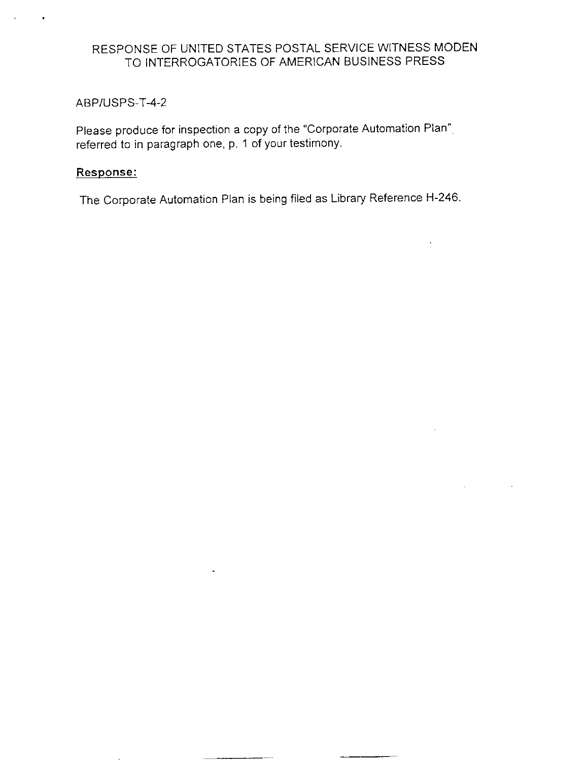RESPONSE OF UNITED STATES POSTAL SERVICE WITNESS MODEN
TO INTERROGATORIES OF AMERICAN BUSINESS PRESS

ABP/USPS-T-4-2

Please produce for inspection a copy of the "Corporate Automation Plan" referred to in paragraph one, p. 1 of your testimony.

**Response:**

The Corporate Automation Plan is being filed as Library Reference H-246.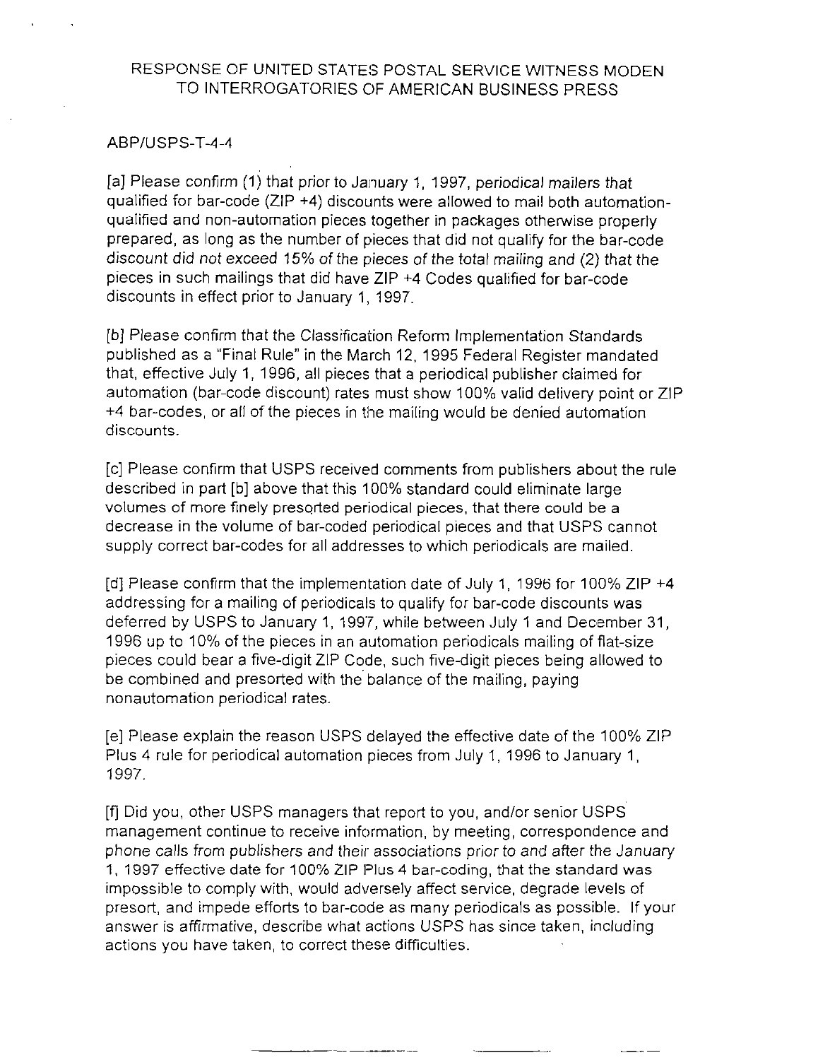RESPONSE OF UNITED STATES POSTAL SERVICE WITNESS MODEN TO INTERROGATORIES OF AMERICAN BUSINESS PRESS

ABP/USPS-T-4-4

[a] Please confirm (1) that prior to January 1, 1997, periodical mailers that qualified for bar-code (ZIP +4) discounts were allowed to mail both automation-qualified and non-automation pieces together in packages otherwise properly prepared, as long as the number of pieces that did not qualify for the bar-code discount did not exceed 15% of the pieces of the total mailing and (2) that the pieces in such mailings that did have ZIP +4 Codes qualified for bar-code discounts in effect prior to January 1, 1997.

[b] Please confirm that the Classification Reform Implementation Standards published as a "Final Rule" in the March 12, 1995 Federal Register mandated that, effective July 1, 1996, all pieces that a periodical publisher claimed for automation (bar-code discount) rates must show 100% valid delivery point or ZIP +4 bar-codes, or all of the pieces in the mailing would be denied automation discounts.

[c] Please confirm that USPS received comments from publishers about the rule described in part [b] above that this 100% standard could eliminate large volumes of more finely presorted periodical pieces, that there could be a decrease in the volume of bar-coded periodical pieces and that USPS cannot supply correct bar-codes for all addresses to which periodicals are mailed.

[d] Please confirm that the implementation date of July 1, 1996 for 100% ZIP +4 addressing for a mailing of periodicals to qualify for bar-code discounts was deferred by USPS to January 1, 1997, while between July 1 and December 31, 1996 up to 10% of the pieces in an automation periodicals mailing of flat-size pieces could bear a five-digit ZIP Code, such five-digit pieces being allowed to be combined and presorted with the balance of the mailing, paying nonautomation periodical rates.

[e] Please explain the reason USPS delayed the effective date of the 100% ZIP Plus 4 rule for periodical automation pieces from July 1, 1996 to January 1, 1997.

[f] Did you, other USPS managers that report to you, and/or senior USPS management continue to receive information, by meeting, correspondence and phone calls from publishers and their associations prior to and after the January 1, 1997 effective date for 100% ZIP Plus 4 bar-coding, that the standard was impossible to comply with, would adversely affect service, degrade levels of presort, and impede efforts to bar-code as many periodicals as possible. If your answer is affirmative, describe what actions USPS has since taken, including actions you have taken, to correct these difficulties.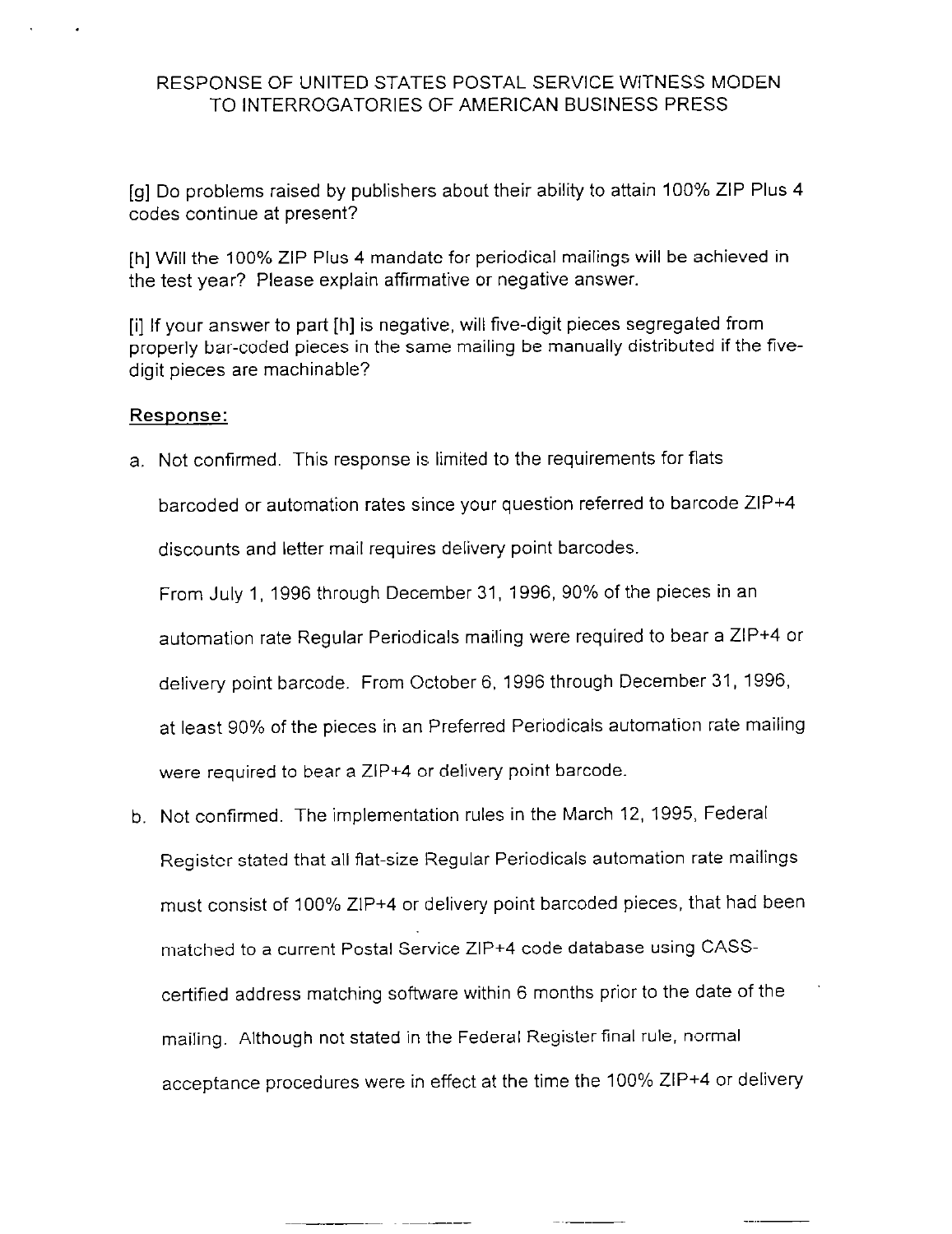RESPONSE OF UNITED STATES POSTAL SERVICE WITNESS MODEN
TO INTERROGATORIES OF AMERICAN BUSINESS PRESS

[g] Do problems raised by publishers about their ability to attain 100% ZIP Plus 4 codes continue at present?

[h] Will the 100% ZIP Plus 4 mandate for periodical mailings will be achieved in the test year? Please explain affirmative or negative answer.

[i] If your answer to part [h] is negative, will five-digit pieces segregated from properly bar-coded pieces in the same mailing be manually distributed if the five-digit pieces are machinable?

**Response:**

a. Not confirmed. This response is limited to the requirements for flats barcoded or automation rates since your question referred to barcode ZIP+4 discounts and letter mail requires delivery point barcodes.

   From July 1, 1996 through December 31, 1996, 90% of the pieces in an automation rate Regular Periodicals mailing were required to bear a ZIP+4 or delivery point barcode. From October 6, 1996 through December 31, 1996, at least 90% of the pieces in an Preferred Periodicals automation rate mailing were required to bear a ZIP+4 or delivery point barcode.

b. Not confirmed. The implementation rules in the March 12, 1995, Federal Register stated that all flat-size Regular Periodicals automation rate mailings must consist of 100% ZIP+4 or delivery point barcoded pieces, that had been matched to a current Postal Service ZIP+4 code database using CASS-certified address matching software within 6 months prior to the date of the mailing. Although not stated in the Federal Register final rule, normal acceptance procedures were in effect at the time the 100% ZIP+4 or delivery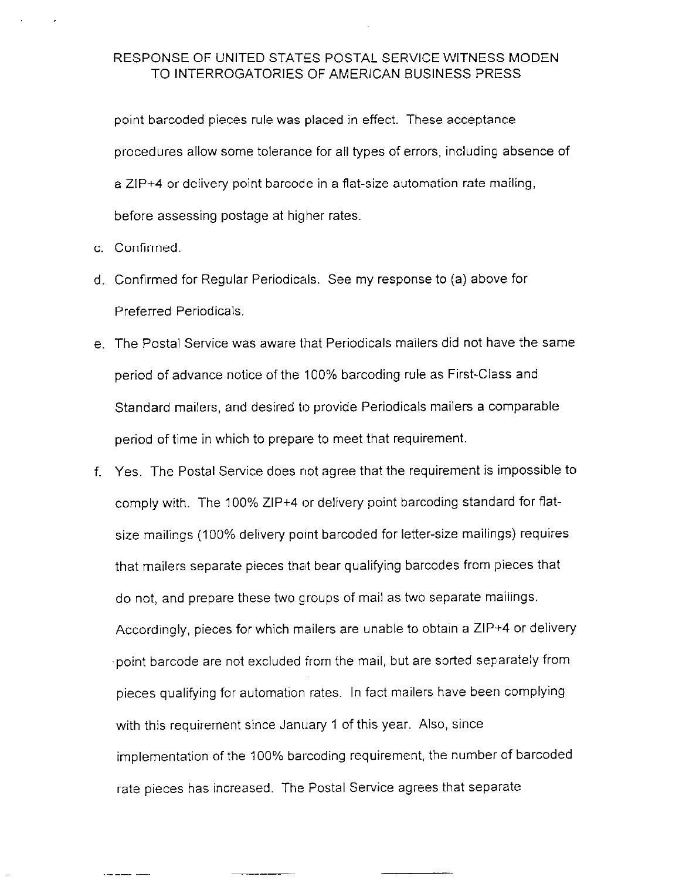point barcoded pieces rule was placed in effect. These acceptance procedures allow some tolerance for all types of errors, including absence of a ZIP+4 or delivery point barcode in a flat-size automation rate mailing, before assessing postage at higher rates.

c. Confirmed.

d. Confirmed for Regular Periodicals. See my response to (a) above for Preferred Periodicals.

e. The Postal Service was aware that Periodicals mailers did not have the same period of advance notice of the 100% barcoding rule as First-Class and Standard mailers, and desired to provide Periodicals mailers a comparable period of time in which to prepare to meet that requirement.

f. Yes. The Postal Service does not agree that the requirement is impossible to comply with. The 100% ZIP+4 or delivery point barcoding standard for flat-size mailings (100% delivery point barcoded for letter-size mailings) requires that mailers separate pieces that bear qualifying barcodes from pieces that do not, and prepare these two groups of mail as two separate mailings. Accordingly, pieces for which mailers are unable to obtain a ZIP+4 or delivery point barcode are not excluded from the mail, but are sorted separately from pieces qualifying for automation rates. In fact mailers have been complying with this requirement since January 1 of this year. Also, since implementation of the 100% barcoding requirement, the number of barcoded rate pieces has increased. The Postal Service agrees that separate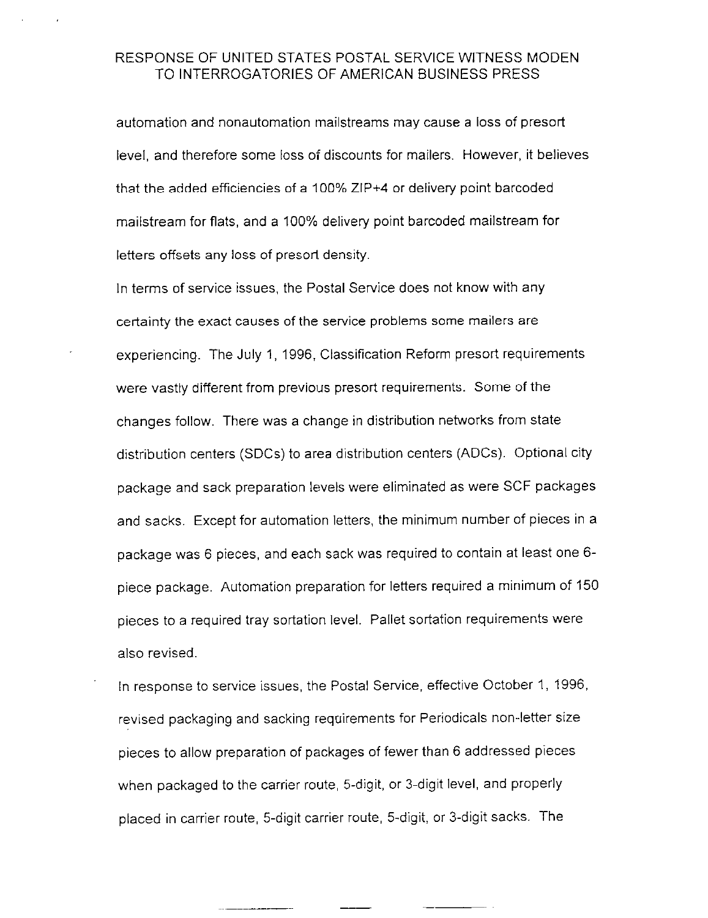automation and nonautomation mailstreams may cause a loss of presort level, and therefore some loss of discounts for mailers. However, it believes that the added efficiencies of a 100% ZIP+4 or delivery point barcoded mailstream for flats, and a 100% delivery point barcoded mailstream for letters offsets any loss of presort density.

In terms of service issues, the Postal Service does not know with any certainty the exact causes of the service problems some mailers are experiencing. The July 1, 1996, Classification Reform presort requirements were vastly different from previous presort requirements. Some of the changes follow. There was a change in distribution networks from state distribution centers (SDCs) to area distribution centers (ADCs). Optional city package and sack preparation levels were eliminated as were SCF packages and sacks. Except for automation letters, the minimum number of pieces in a package was 6 pieces, and each sack was required to contain at least one 6-piece package. Automation preparation for letters required a minimum of 150 pieces to a required tray sortation level. Pallet sortation requirements were also revised.

In response to service issues, the Postal Service, effective October 1, 1996, revised packaging and sacking requirements for Periodicals non-letter size pieces to allow preparation of packages of fewer than 6 addressed pieces when packaged to the carrier route, 5-digit, or 3-digit level, and properly placed in carrier route, 5-digit carrier route, 5-digit, or 3-digit sacks. The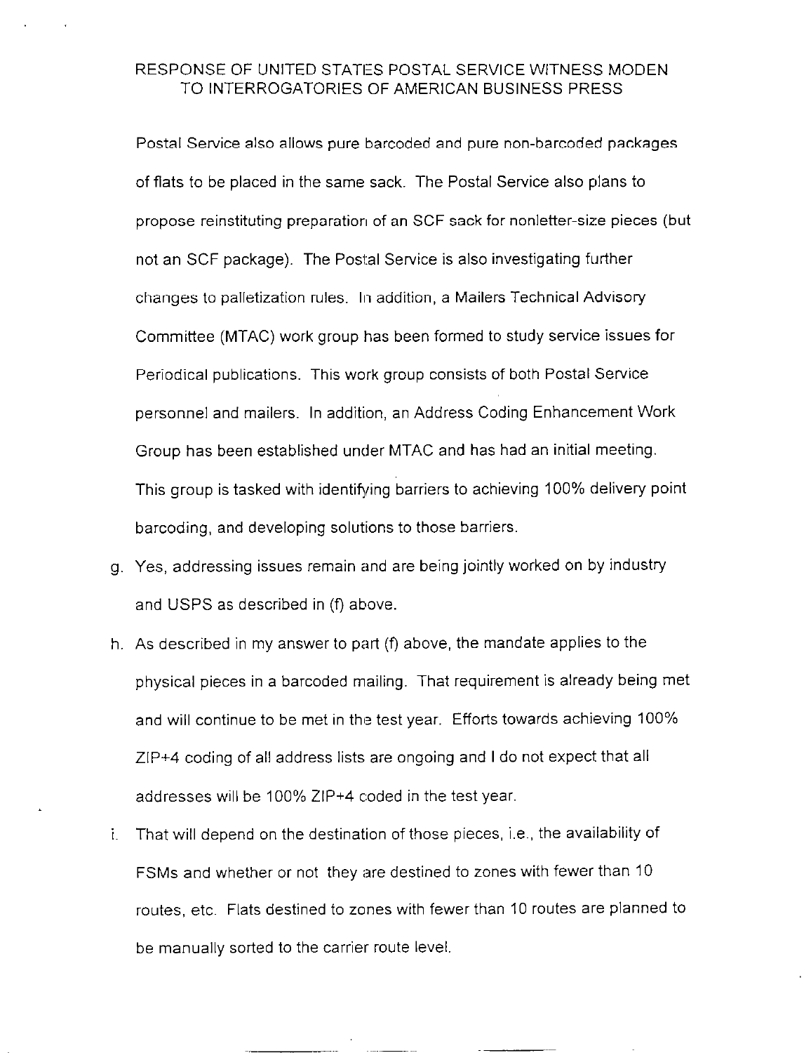RESPONSE OF UNITED STATES POSTAL SERVICE WITNESS MODEN TO INTERROGATORIES OF AMERICAN BUSINESS PRESS

Postal Service also allows pure barcoded and pure non-barcoded packages of flats to be placed in the same sack. The Postal Service also plans to propose reinstituting preparation of an SCF sack for nonletter-size pieces (but not an SCF package). The Postal Service is also investigating further changes to palletization rules. In addition, a Mailers Technical Advisory Committee (MTAC) work group has been formed to study service issues for Periodical publications. This work group consists of both Postal Service personnel and mailers. In addition, an Address Coding Enhancement Work Group has been established under MTAC and has had an initial meeting. This group is tasked with identifying barriers to achieving 100% delivery point barcoding, and developing solutions to those barriers.

g. Yes, addressing issues remain and are being jointly worked on by industry and USPS as described in (f) above.

h. As described in my answer to part (f) above, the mandate applies to the physical pieces in a barcoded mailing. That requirement is already being met and will continue to be met in the test year. Efforts towards achieving 100% ZIP+4 coding of all address lists are ongoing and I do not expect that all addresses will be 100% ZIP+4 coded in the test year.

i. That will depend on the destination of those pieces, i.e., the availability of FSMs and whether or not they are destined to zones with fewer than 10 routes, etc. Flats destined to zones with fewer than 10 routes are planned to be manually sorted to the carrier route level.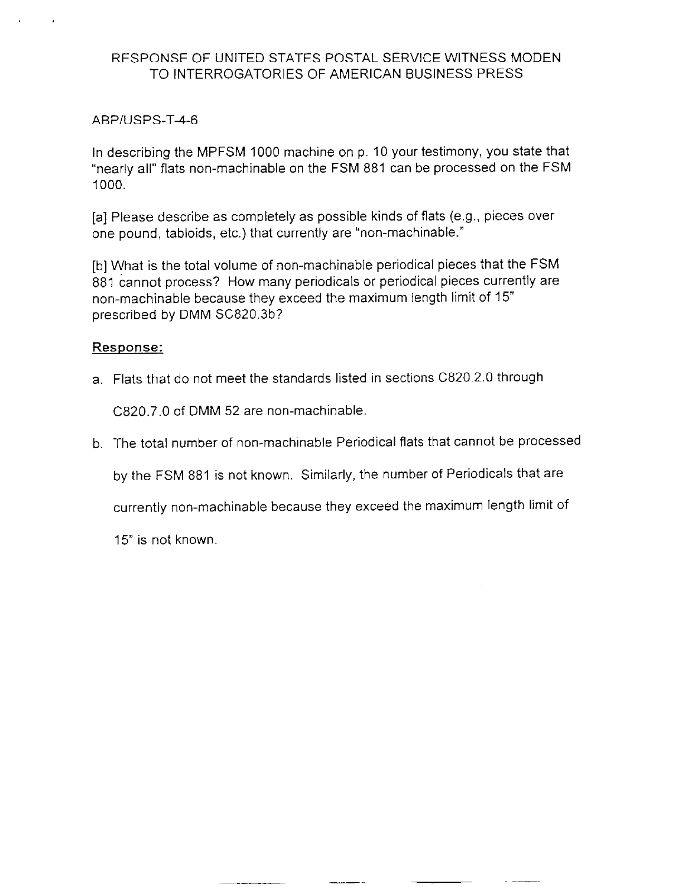RESPONSE OF UNITED STATES POSTAL SERVICE WITNESS MODEN
TO INTERROGATORIES OF AMERICAN BUSINESS PRESS

ABP/USPS-T-4-6

In describing the MPFSM 1000 machine on p. 10 your testimony, you state that "nearly all" flats non-machinable on the FSM 881 can be processed on the FSM 1000.

[a] Please describe as completely as possible kinds of flats (e.g., pieces over one pound, tabloids, etc.) that currently are "non-machinable."

[b] What is the total volume of non-machinable periodical pieces that the FSM 881 cannot process? How many periodicals or periodical pieces currently are non-machinable because they exceed the maximum length limit of 15" prescribed by DMM SC820.3b?

**Response:**

a. Flats that do not meet the standards listed in sections C820.2.0 through C820.7.0 of DMM 52 are non-machinable.

b. The total number of non-machinable Periodical flats that cannot be processed by the FSM 881 is not known. Similarly, the number of Periodicals that are currently non-machinable because they exceed the maximum length limit of 15" is not known.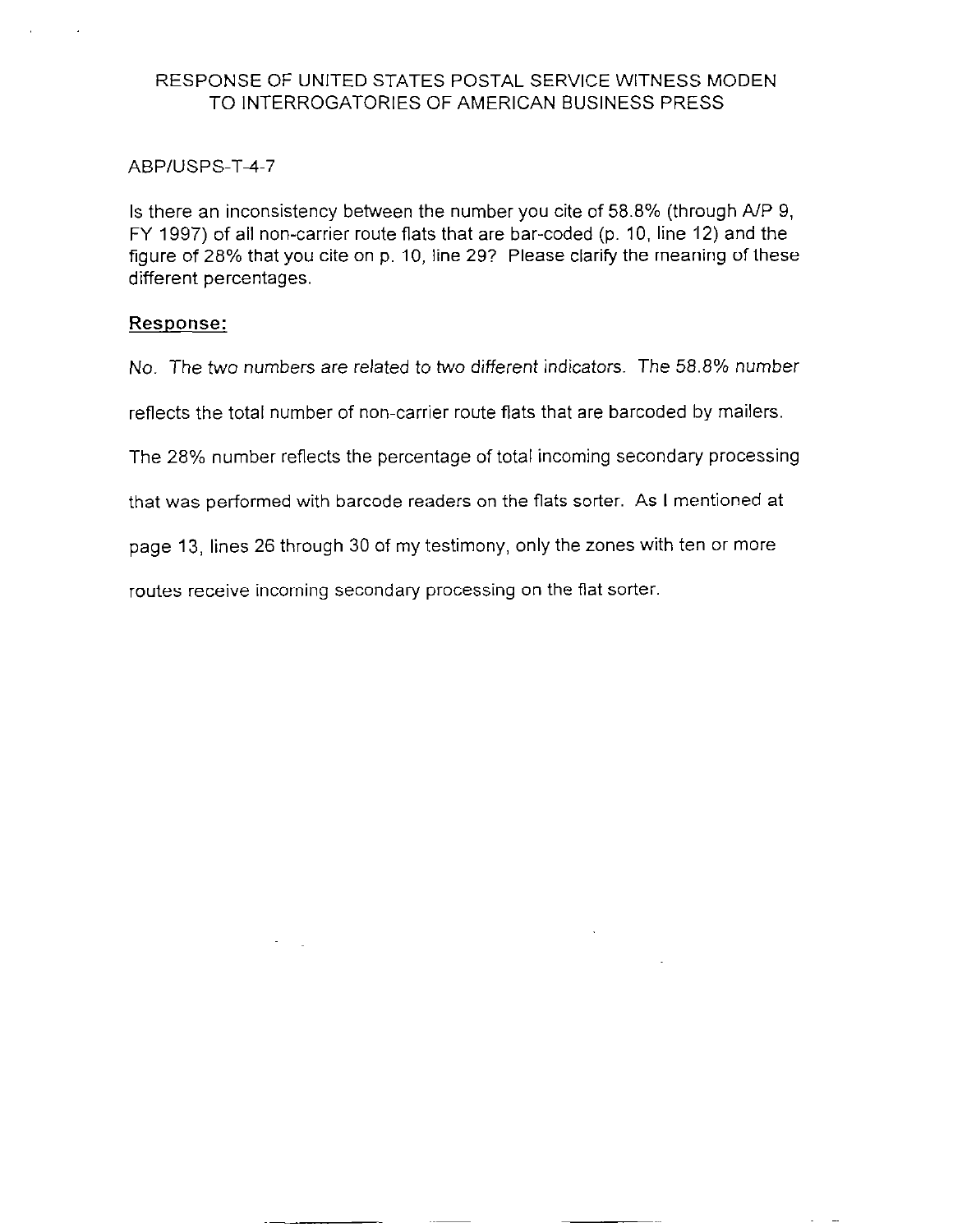RESPONSE OF UNITED STATES POSTAL SERVICE WITNESS MODEN TO INTERROGATORIES OF AMERICAN BUSINESS PRESS

ABP/USPS-T-4-7

Is there an inconsistency between the number you cite of 58.8% (through A/P 9, FY 1997) of all non-carrier route flats that are bar-coded (p. 10, line 12) and the figure of 28% that you cite on p. 10, line 29? Please clarify the meaning of these different percentages.

**Response:**

No. The two numbers are related to two different indicators. The 58.8% number reflects the total number of non-carrier route flats that are barcoded by mailers. The 28% number reflects the percentage of total incoming secondary processing that was performed with barcode readers on the flats sorter. As I mentioned at page 13, lines 26 through 30 of my testimony, only the zones with ten or more routes receive incoming secondary processing on the flat sorter.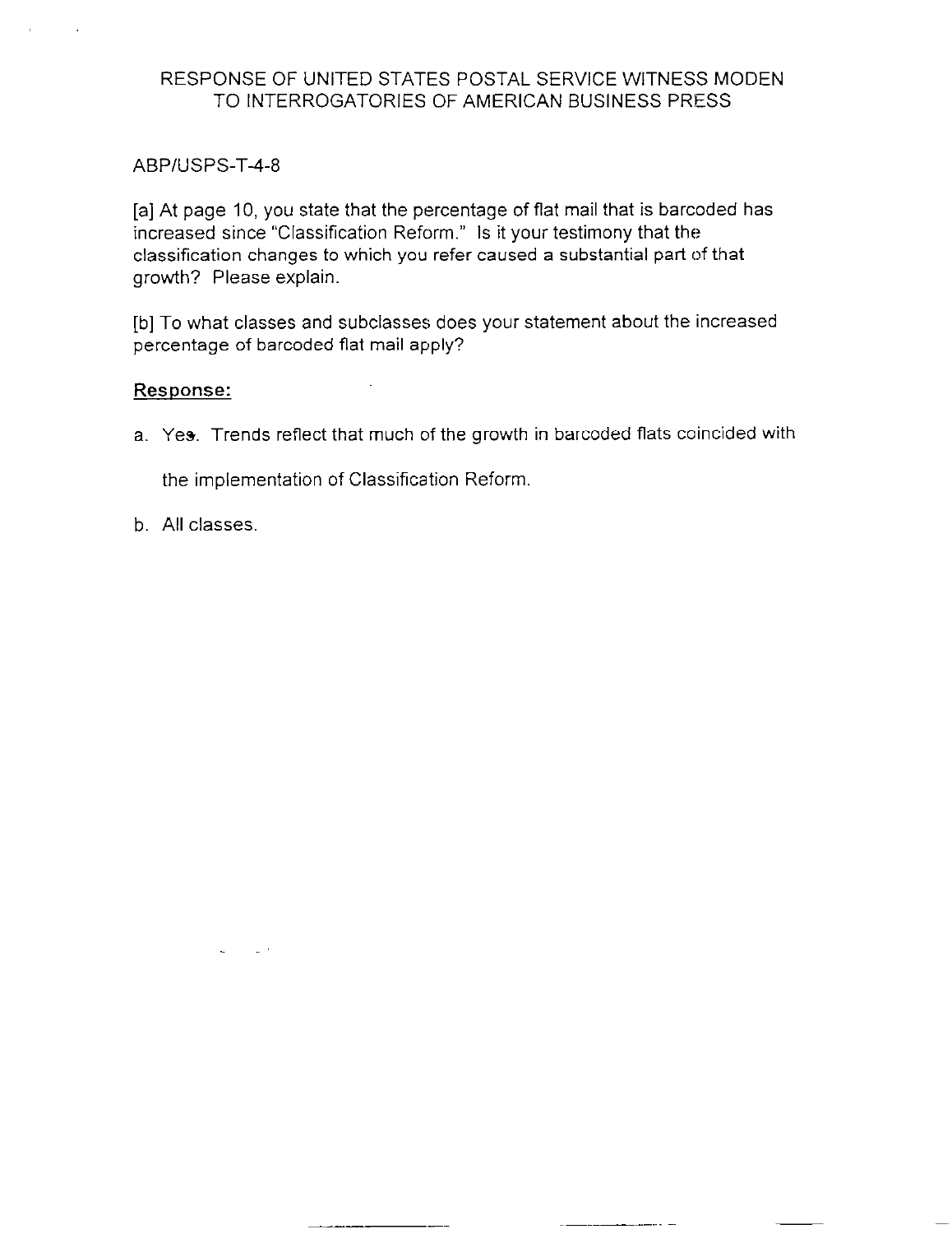RESPONSE OF UNITED STATES POSTAL SERVICE WITNESS MODEN
TO INTERROGATORIES OF AMERICAN BUSINESS PRESS

ABP/USPS-T-4-8

[a] At page 10, you state that the percentage of flat mail that is barcoded has increased since "Classification Reform." Is it your testimony that the classification changes to which you refer caused a substantial part of that growth? Please explain.

[b] To what classes and subclasses does your statement about the increased percentage of barcoded flat mail apply?

**Response:**

a. Yes. Trends reflect that much of the growth in barcoded flats coincided with the implementation of Classification Reform.

b. All classes.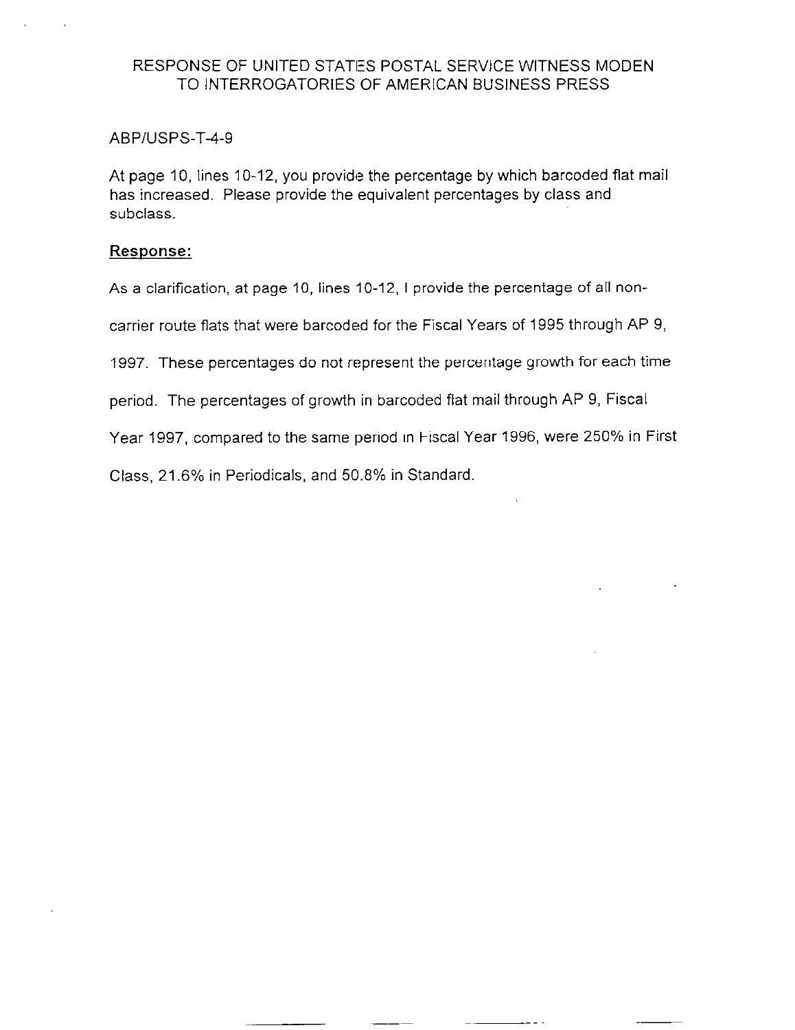RESPONSE OF UNITED STATES POSTAL SERVICE WITNESS MODEN TO INTERROGATORIES OF AMERICAN BUSINESS PRESS

ABP/USPS-T-4-9

At page 10, lines 10-12, you provide the percentage by which barcoded flat mail has increased. Please provide the equivalent percentages by class and subclass.

**Response:**

As a clarification, at page 10, lines 10-12, I provide the percentage of all non-carrier route flats that were barcoded for the Fiscal Years of 1995 through AP 9, 1997. These percentages do not represent the percentage growth for each time period. The percentages of growth in barcoded flat mail through AP 9, Fiscal Year 1997, compared to the same period in Fiscal Year 1996, were 250% in First Class, 21.6% in Periodicals, and 50.8% in Standard.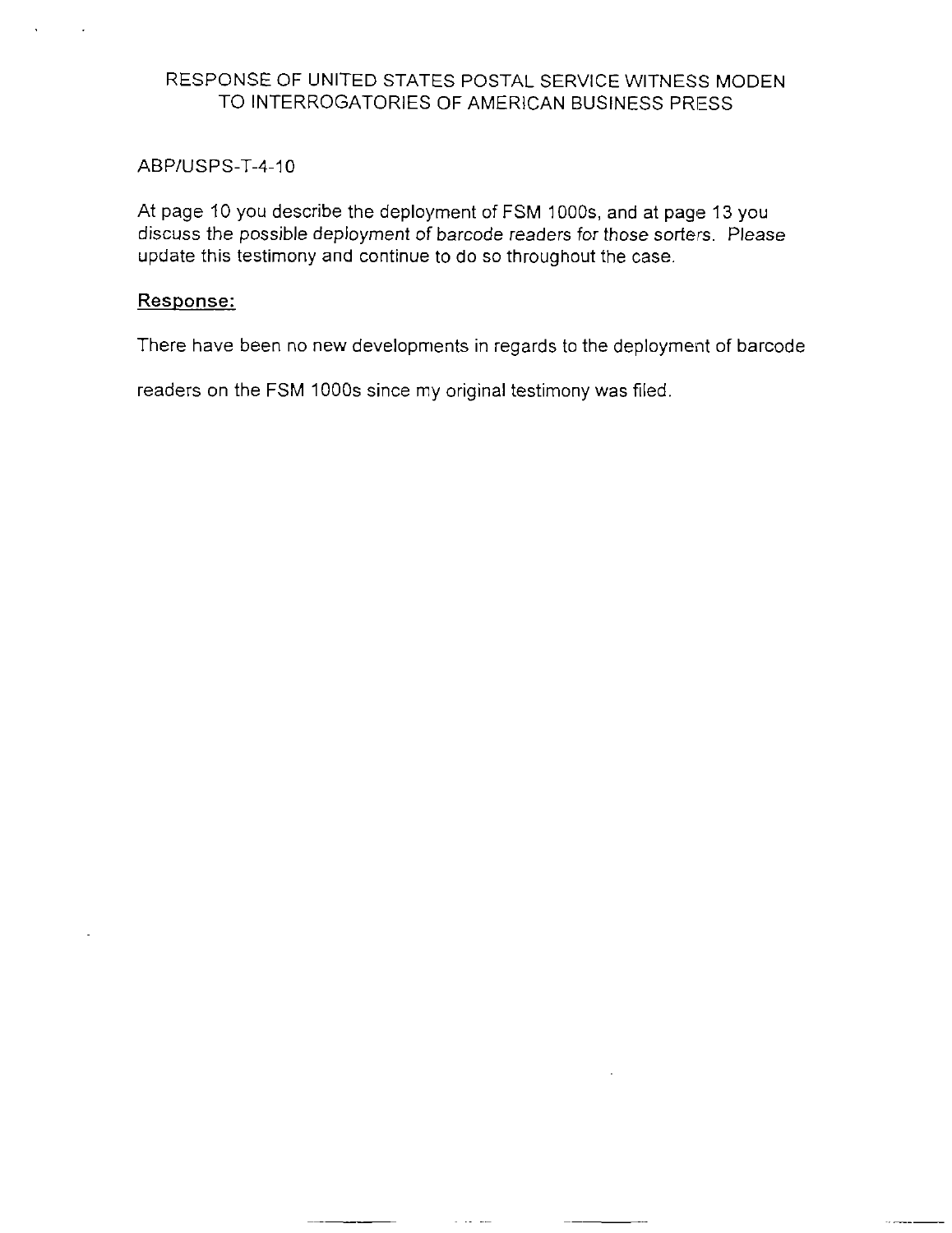RESPONSE OF UNITED STATES POSTAL SERVICE WITNESS MODEN
TO INTERROGATORIES OF AMERICAN BUSINESS PRESS

ABP/USPS-T-4-10

At page 10 you describe the deployment of FSM 1000s, and at page 13 you discuss the possible deployment of barcode readers for those sorters. Please update this testimony and continue to do so throughout the case.

**Response:**

There have been no new developments in regards to the deployment of barcode readers on the FSM 1000s since my original testimony was filed.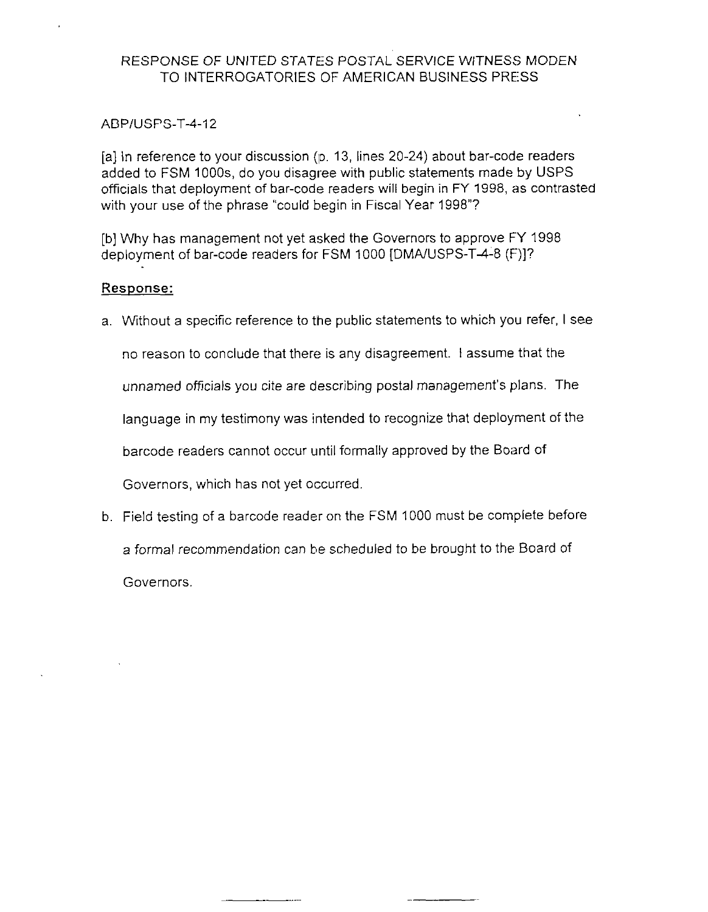RESPONSE OF UNITED STATES POSTAL SERVICE WITNESS MODEN
TO INTERROGATORIES OF AMERICAN BUSINESS PRESS

ABP/USPS-T-4-12

[a] In reference to your discussion (p. 13, lines 20-24) about bar-code readers added to FSM 1000s, do you disagree with public statements made by USPS officials that deployment of bar-code readers will begin in FY 1998, as contrasted with your use of the phrase "could begin in Fiscal Year 1998"?

[b] Why has management not yet asked the Governors to approve FY 1998 deployment of bar-code readers for FSM 1000 [DMA/USPS-T-4-8 (F)]?

**Response:**

a. Without a specific reference to the public statements to which you refer, I see no reason to conclude that there is any disagreement. I assume that the unnamed officials you cite are describing postal management's plans. The language in my testimony was intended to recognize that deployment of the barcode readers cannot occur until formally approved by the Board of Governors, which has not yet occurred.

b. Field testing of a barcode reader on the FSM 1000 must be complete before a formal recommendation can be scheduled to be brought to the Board of Governors.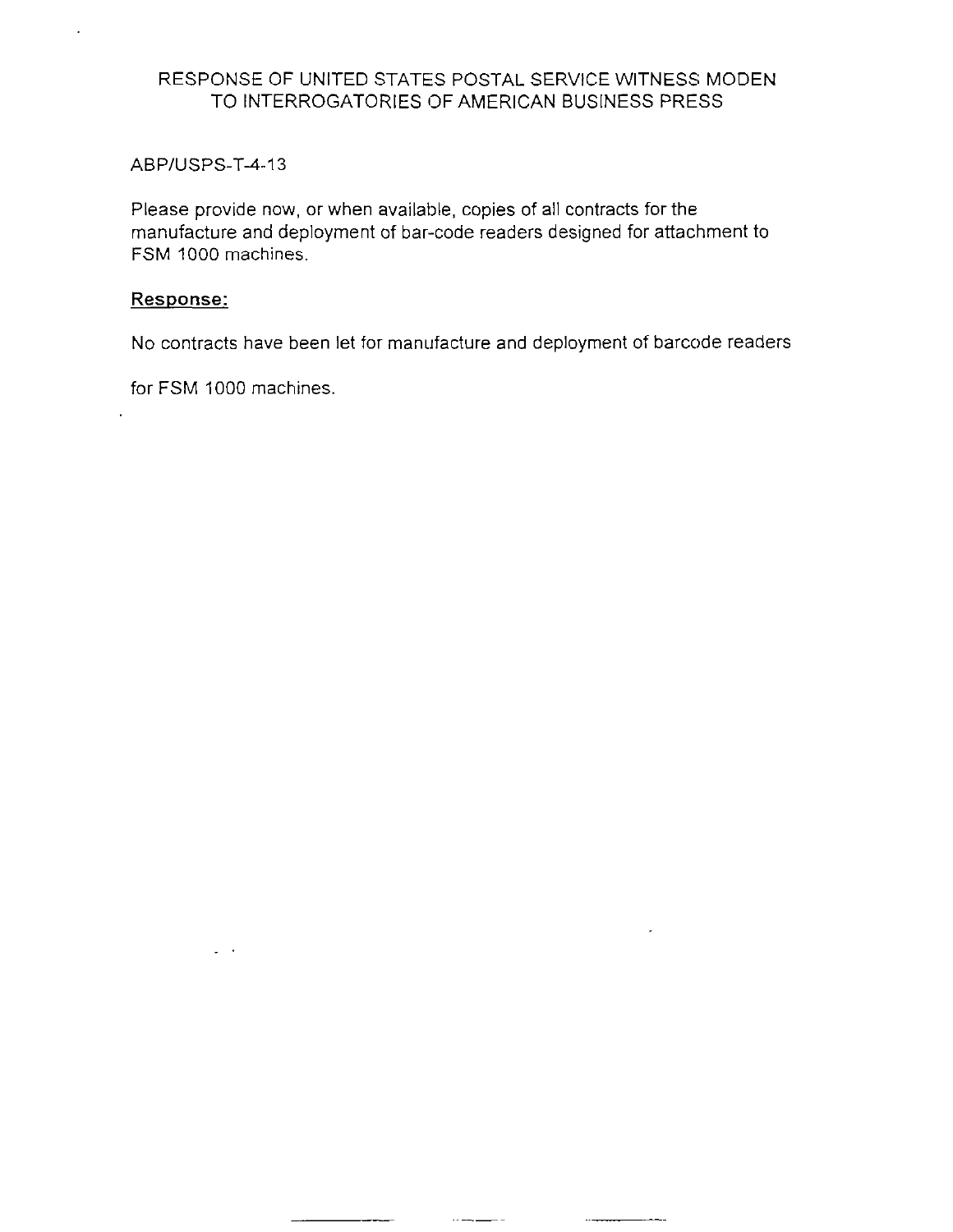RESPONSE OF UNITED STATES POSTAL SERVICE WITNESS MODEN TO INTERROGATORIES OF AMERICAN BUSINESS PRESS

ABP/USPS-T-4-13

Please provide now, or when available, copies of all contracts for the manufacture and deployment of bar-code readers designed for attachment to FSM 1000 machines.

**Response:**

No contracts have been let for manufacture and deployment of barcode readers for FSM 1000 machines.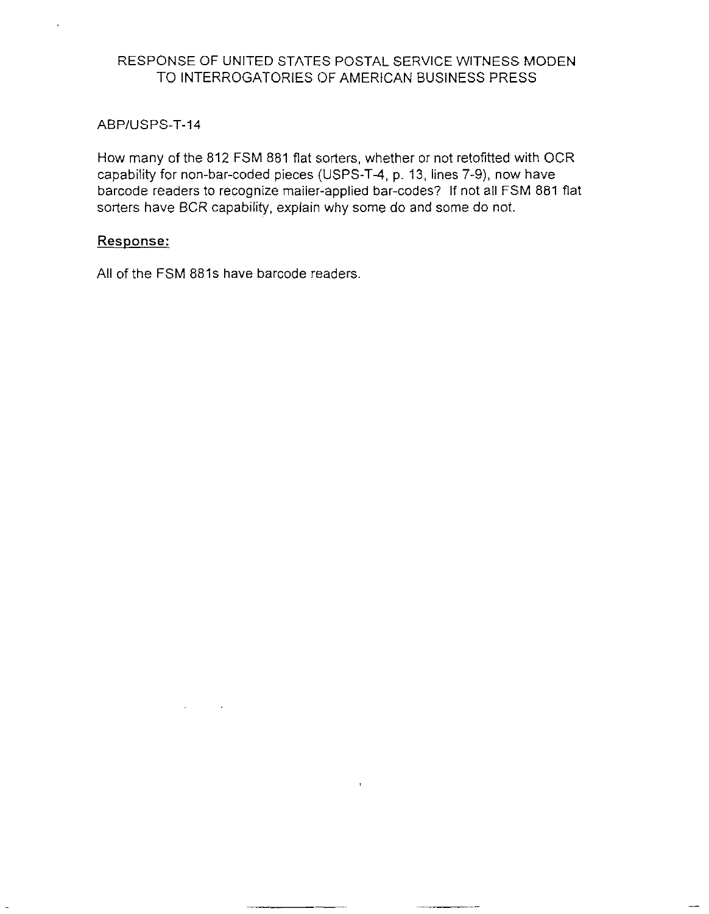RESPONSE OF UNITED STATES POSTAL SERVICE WITNESS MODEN
TO INTERROGATORIES OF AMERICAN BUSINESS PRESS

ABP/USPS-T-14

How many of the 812 FSM 881 flat sorters, whether or not retofitted with OCR capability for non-bar-coded pieces (USPS-T-4, p. 13, lines 7-9), now have barcode readers to recognize mailer-applied bar-codes? If not all FSM 881 flat sorters have BCR capability, explain why some do and some do not.

<u>Response:</u>

All of the FSM 881s have barcode readers.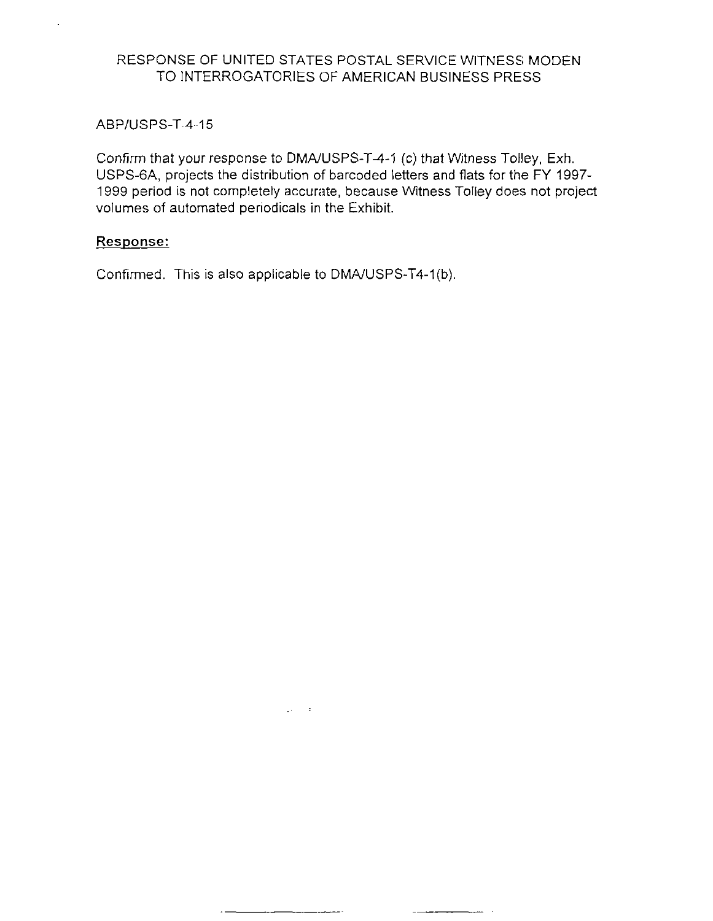RESPONSE OF UNITED STATES POSTAL SERVICE WITNESS MODEN TO INTERROGATORIES OF AMERICAN BUSINESS PRESS

ABP/USPS-T-4-15

Confirm that your response to DMA/USPS-T-4-1 (c) that Witness Tolley, Exh. USPS-6A, projects the distribution of barcoded letters and flats for the FY 1997-1999 period is not completely accurate, because Witness Tolley does not project volumes of automated periodicals in the Exhibit.

**Response:**

Confirmed. This is also applicable to DMA/USPS-T4-1(b).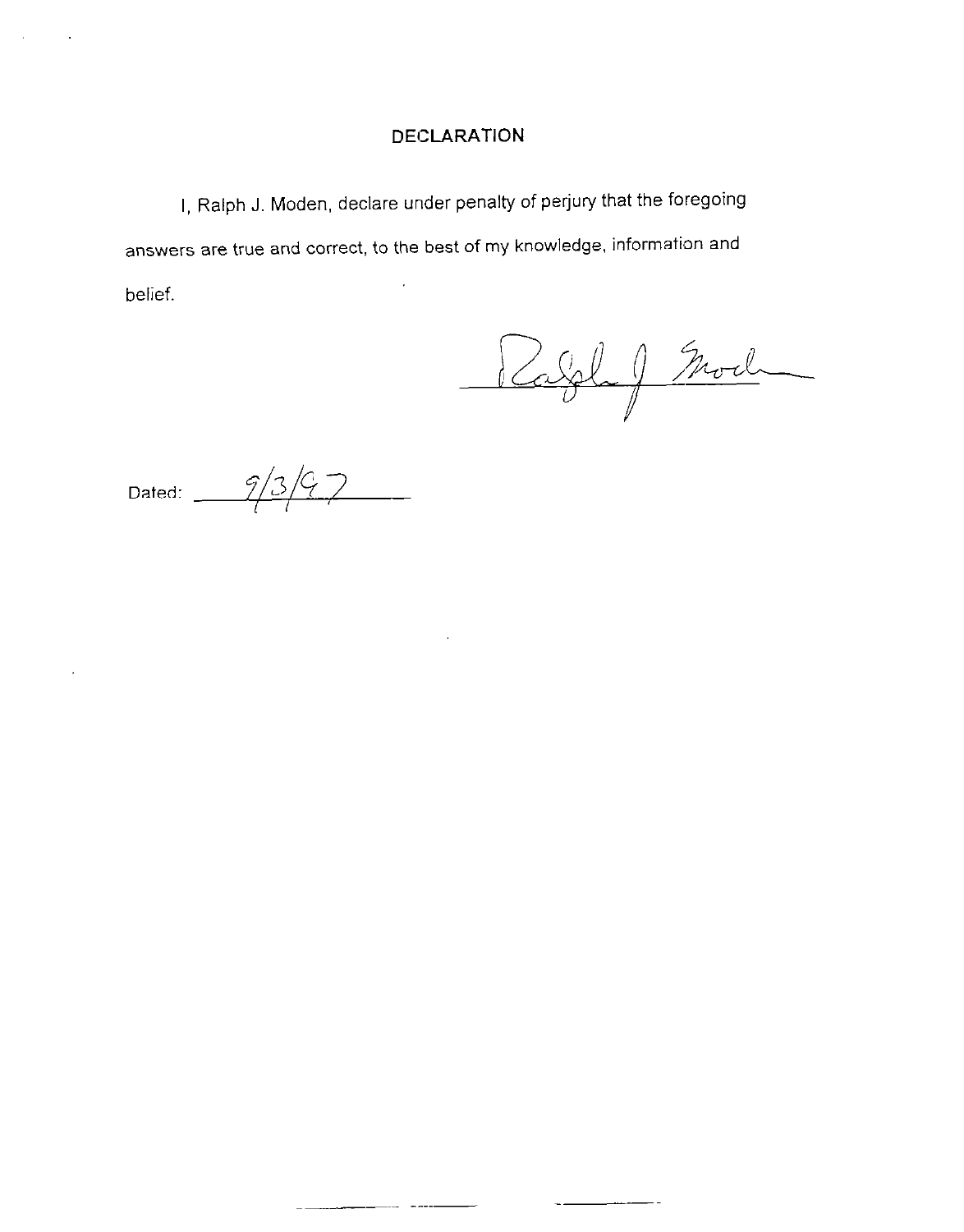## DECLARATION

I, Ralph J. Moden, declare under penalty of perjury that the foregoing answers are true and correct, to the best of my knowledge, information and belief.

Ralph J Moden

Dated: 9/3/97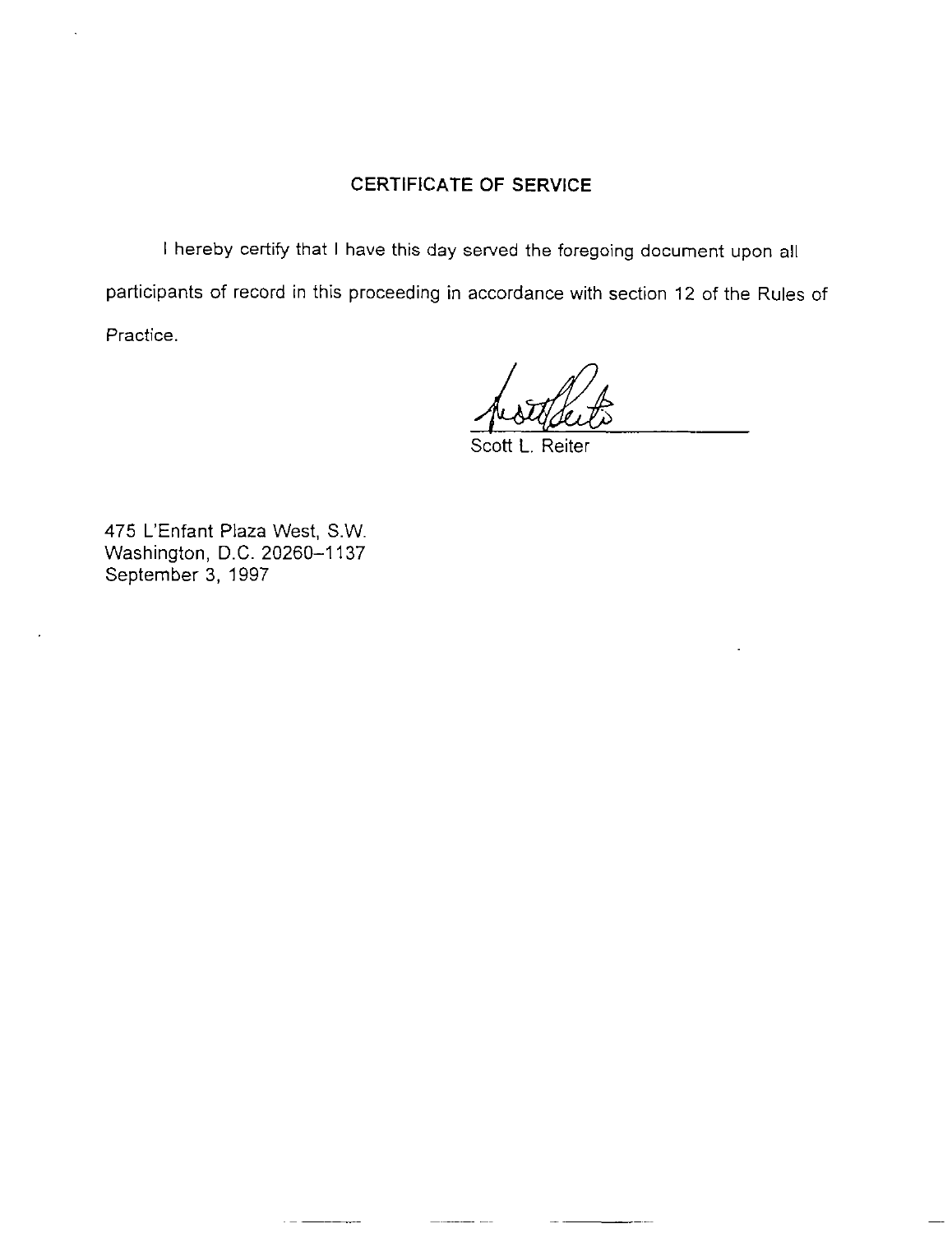## CERTIFICATE OF SERVICE

I hereby certify that I have this day served the foregoing document upon all participants of record in this proceeding in accordance with section 12 of the Rules of Practice.

Scott L. Reiter

475 L'Enfant Plaza West, S.W.
Washington, D.C. 20260–1137
September 3, 1997